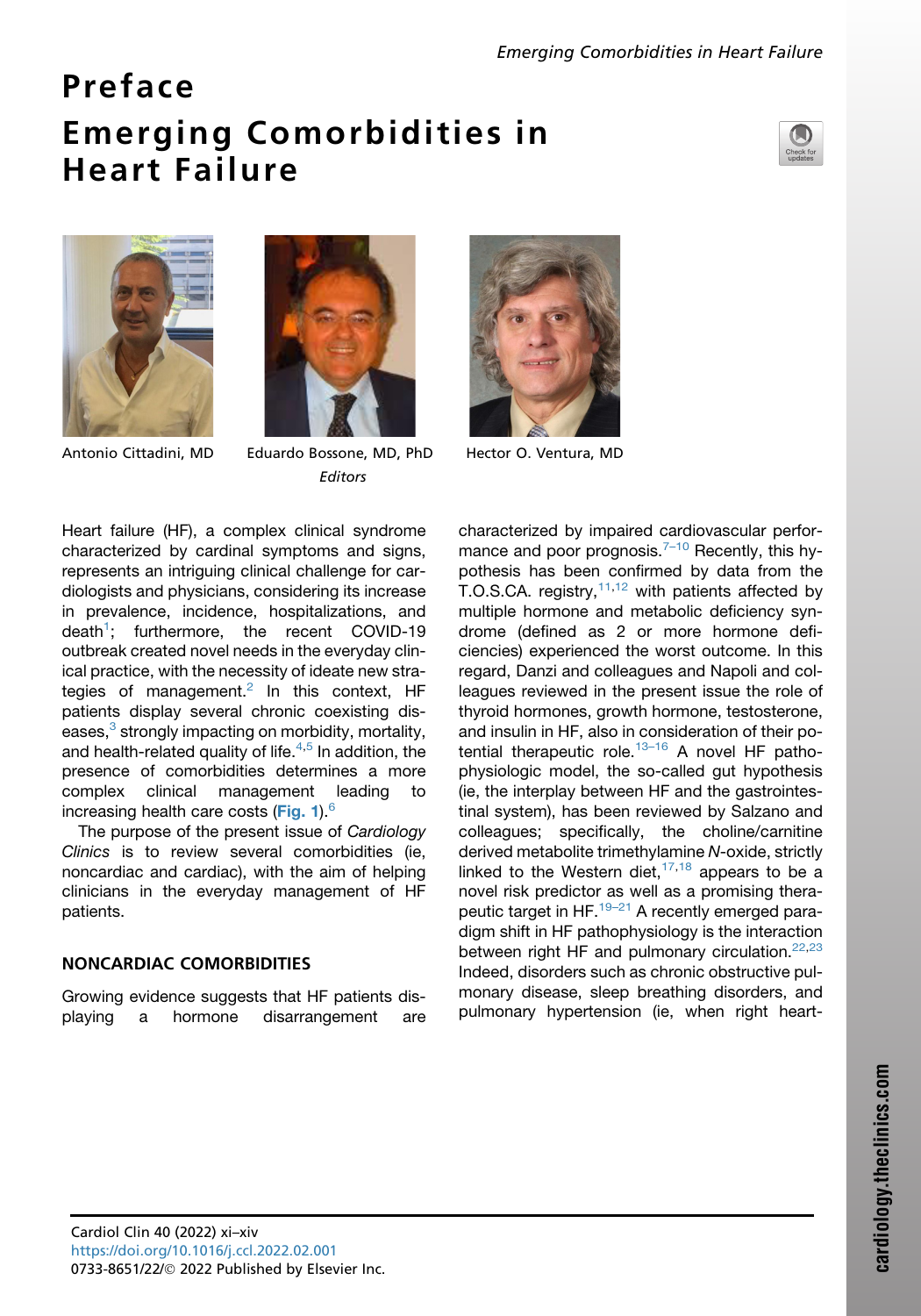# Preface

# Emerging Comorbidities in Heart Failure

Antonio Cittadini, MD    Eduardo Bossone, MD, PhD    Hector O. Ventura, MD

*Editors*

Heart failure (HF), a complex clinical syndrome characterized by cardinal symptoms and signs, represents an intriguing clinical challenge for cardiologists and physicians, considering its increase in prevalence, incidence, hospitalizations, and death[1]; furthermore, the recent COVID-19 outbreak created novel needs in the everyday clinical practice, with the necessity of ideate new strategies of management.[2] In this context, HF patients display several chronic coexisting diseases,[3] strongly impacting on morbidity, mortality, and health-related quality of life.[4,5] In addition, the presence of comorbidities determines a more complex clinical management leading to increasing health care costs (Fig. 1).[6]

The purpose of the present issue of *Cardiology Clinics* is to review several comorbidities (ie, noncardiac and cardiac), with the aim of helping clinicians in the everyday management of HF patients.

## NONCARDIAC COMORBIDITIES

Growing evidence suggests that HF patients displaying a hormone disarrangement are characterized by impaired cardiovascular performance and poor prognosis.[7–10] Recently, this hypothesis has been confirmed by data from the T.O.S.CA. registry,[11,12] with patients affected by multiple hormone and metabolic deficiency syndrome (defined as 2 or more hormone deficiencies) experienced the worst outcome. In this regard, Danzi and colleagues and Napoli and colleagues reviewed in the present issue the role of thyroid hormones, growth hormone, testosterone, and insulin in HF, also in consideration of their potential therapeutic role.[13–16] A novel HF pathophysiologic model, the so-called gut hypothesis (ie, the interplay between HF and the gastrointestinal system), has been reviewed by Salzano and colleagues; specifically, the choline/carnitine derived metabolite trimethylamine *N*-oxide, strictly linked to the Western diet,[17,18] appears to be a novel risk predictor as well as a promising therapeutic target in HF.[19–21] A recently emerged paradigm shift in HF pathophysiology is the interaction between right HF and pulmonary circulation.[22,23] Indeed, disorders such as chronic obstructive pulmonary disease, sleep breathing disorders, and pulmonary hypertension (ie, when right heart-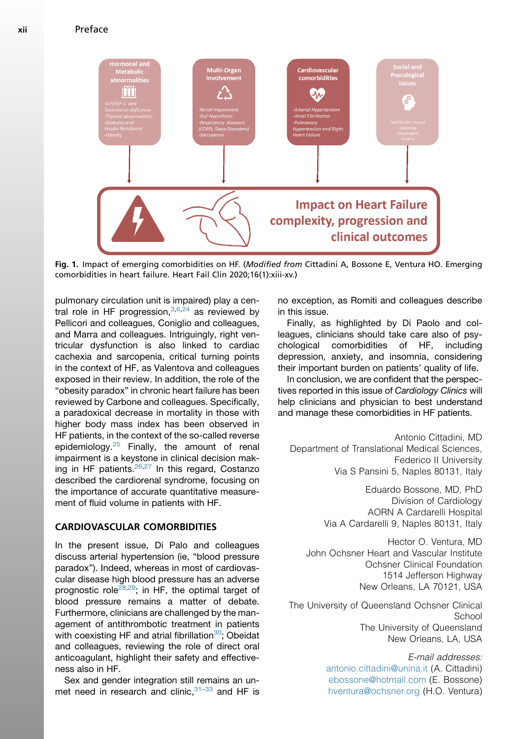Fig. 1. Impact of emerging comorbidities on HF. (*Modified from* Cittadini A, Bossone E, Ventura HO. Emerging comorbidities in heart failure. Heart Fail Clin 2020;16(1):xiii-xv.)

pulmonary circulation unit is impaired) play a central role in HF progression,[3,6,24] as reviewed by Pellicori and colleagues, Coniglio and colleagues, and Marra and colleagues. Intriguingly, right ventricular dysfunction is also linked to cardiac cachexia and sarcopenia, critical turning points in the context of HF, as Valentova and colleagues exposed in their review. In addition, the role of the "obesity paradox" in chronic heart failure has been reviewed by Carbone and colleagues. Specifically, a paradoxical decrease in mortality in those with higher body mass index has been observed in HF patients, in the context of the so-called reverse epidemiology.[25] Finally, the amount of renal impairment is a keystone in clinical decision making in HF patients.[26,27] In this regard, Costanzo described the cardiorenal syndrome, focusing on the importance of accurate quantitative measurement of fluid volume in patients with HF.

## CARDIOVASCULAR COMORBIDITIES

In the present issue, Di Palo and colleagues discuss arterial hypertension (ie, "blood pressure paradox"). Indeed, whereas in most of cardiovascular disease high blood pressure has an adverse prognostic role[28,29]; in HF, the optimal target of blood pressure remains a matter of debate. Furthermore, clinicians are challenged by the management of antithrombotic treatment in patients with coexisting HF and atrial fibrillation[30]; Obeidat and colleagues, reviewing the role of direct oral anticoagulant, highlight their safety and effectiveness also in HF.

Sex and gender integration still remains an unmet need in research and clinic,[31–33] and HF is no exception, as Romiti and colleagues describe in this issue.

Finally, as highlighted by Di Paolo and colleagues, clinicians should take care also of psychological comorbidities of HF, including depression, anxiety, and insomnia, considering their important burden on patients' quality of life.

In conclusion, we are confident that the perspectives reported in this issue of *Cardiology Clinics* will help clinicians and physician to best understand and manage these comorbidities in HF patients.

Antonio Cittadini, MD
Department of Translational Medical Sciences,
Federico II University
Via S Pansini 5, Naples 80131, Italy

Eduardo Bossone, MD, PhD
Division of Cardiology
AORN A Cardarelli Hospital
Via A Cardarelli 9, Naples 80131, Italy

Hector O. Ventura, MD
John Ochsner Heart and Vascular Institute
Ochsner Clinical Foundation
1514 Jefferson Highway
New Orleans, LA 70121, USA

The University of Queensland Ochsner Clinical School
The University of Queensland
New Orleans, LA, USA

*E-mail addresses:*
antonio.cittadini@unina.it (A. Cittadini)
ebossone@hotmail.com (E. Bossone)
hventura@ochsner.org (H.O. Ventura)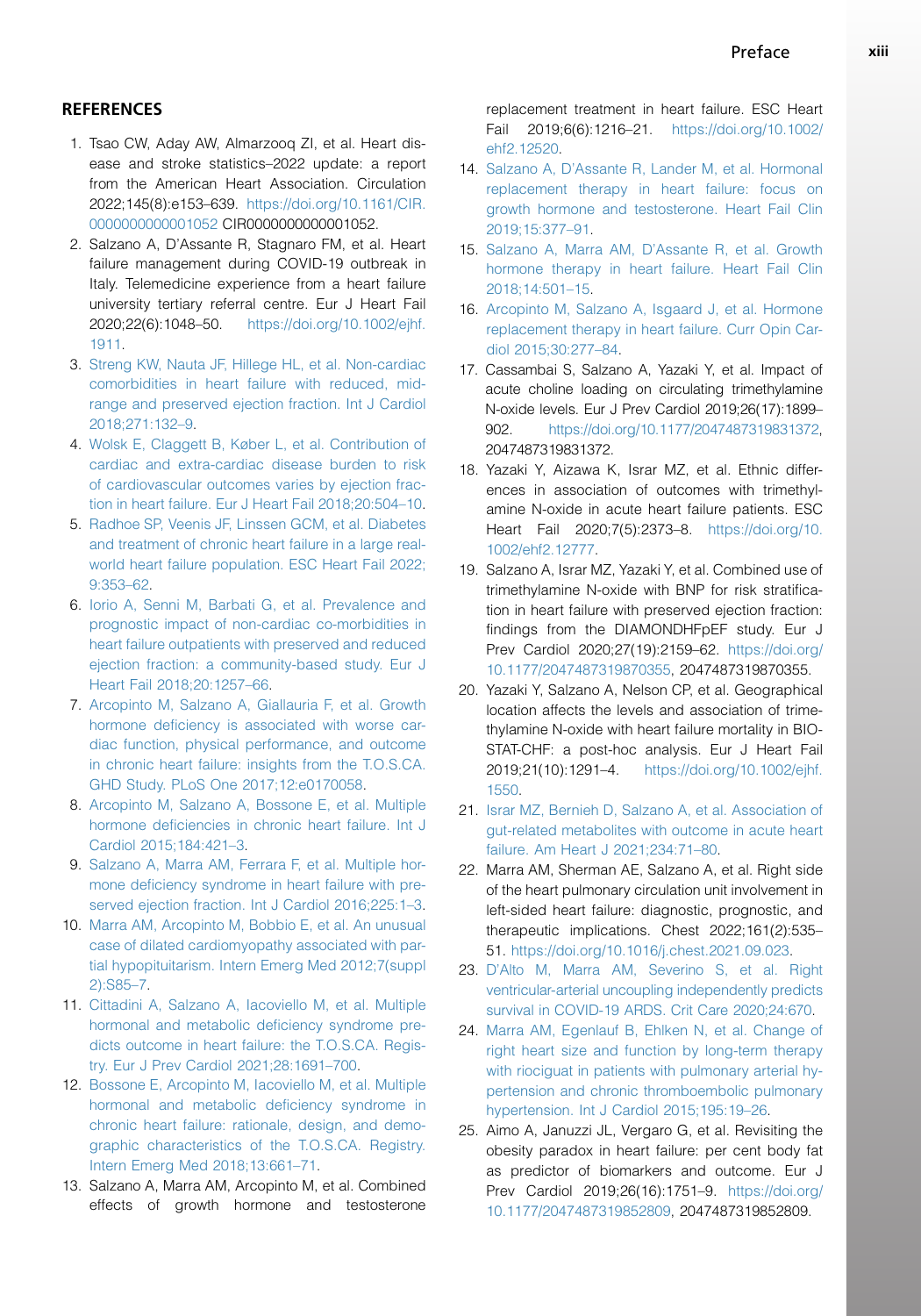## REFERENCES

1. Tsao CW, Aday AW, Almarzooq ZI, et al. Heart disease and stroke statistics–2022 update: a report from the American Heart Association. Circulation 2022;145(8):e153–639. https://doi.org/10.1161/CIR.0000000000001052 CIR0000000000001052.
2. Salzano A, D'Assante R, Stagnaro FM, et al. Heart failure management during COVID-19 outbreak in Italy. Telemedicine experience from a heart failure university tertiary referral centre. Eur J Heart Fail 2020;22(6):1048–50. https://doi.org/10.1002/ejhf.1911.
3. Streng KW, Nauta JF, Hillege HL, et al. Non-cardiac comorbidities in heart failure with reduced, mid-range and preserved ejection fraction. Int J Cardiol 2018;271:132–9.
4. Wolsk E, Claggett B, Køber L, et al. Contribution of cardiac and extra-cardiac disease burden to risk of cardiovascular outcomes varies by ejection fraction in heart failure. Eur J Heart Fail 2018;20:504–10.
5. Radhoe SP, Veenis JF, Linssen GCM, et al. Diabetes and treatment of chronic heart failure in a large real-world heart failure population. ESC Heart Fail 2022;9:353–62.
6. Iorio A, Senni M, Barbati G, et al. Prevalence and prognostic impact of non-cardiac co-morbidities in heart failure outpatients with preserved and reduced ejection fraction: a community-based study. Eur J Heart Fail 2018;20:1257–66.
7. Arcopinto M, Salzano A, Giallauria F, et al. Growth hormone deficiency is associated with worse cardiac function, physical performance, and outcome in chronic heart failure: insights from the T.O.S.CA. GHD Study. PLoS One 2017;12:e0170058.
8. Arcopinto M, Salzano A, Bossone E, et al. Multiple hormone deficiencies in chronic heart failure. Int J Cardiol 2015;184:421–3.
9. Salzano A, Marra AM, Ferrara F, et al. Multiple hormone deficiency syndrome in heart failure with preserved ejection fraction. Int J Cardiol 2016;225:1–3.
10. Marra AM, Arcopinto M, Bobbio E, et al. An unusual case of dilated cardiomyopathy associated with partial hypopituitarism. Intern Emerg Med 2012;7(suppl 2):S85–7.
11. Cittadini A, Salzano A, Iacoviello M, et al. Multiple hormonal and metabolic deficiency syndrome predicts outcome in heart failure: the T.O.S.CA. Registry. Eur J Prev Cardiol 2021;28:1691–700.
12. Bossone E, Arcopinto M, Iacoviello M, et al. Multiple hormonal and metabolic deficiency syndrome in chronic heart failure: rationale, design, and demographic characteristics of the T.O.S.CA. Registry. Intern Emerg Med 2018;13:661–71.
13. Salzano A, Marra AM, Arcopinto M, et al. Combined effects of growth hormone and testosterone replacement treatment in heart failure. ESC Heart Fail 2019;6(6):1216–21. https://doi.org/10.1002/ehf2.12520.
14. Salzano A, D'Assante R, Lander M, et al. Hormonal replacement therapy in heart failure: focus on growth hormone and testosterone. Heart Fail Clin 2019;15:377–91.
15. Salzano A, Marra AM, D'Assante R, et al. Growth hormone therapy in heart failure. Heart Fail Clin 2018;14:501–15.
16. Arcopinto M, Salzano A, Isgaard J, et al. Hormone replacement therapy in heart failure. Curr Opin Cardiol 2015;30:277–84.
17. Cassambai S, Salzano A, Yazaki Y, et al. Impact of acute choline loading on circulating trimethylamine N-oxide levels. Eur J Prev Cardiol 2019;26(17):1899–902. https://doi.org/10.1177/2047487319831372, 2047487319831372.
18. Yazaki Y, Aizawa K, Israr MZ, et al. Ethnic differences in association of outcomes with trimethylamine N-oxide in acute heart failure patients. ESC Heart Fail 2020;7(5):2373–8. https://doi.org/10.1002/ehf2.12777.
19. Salzano A, Israr MZ, Yazaki Y, et al. Combined use of trimethylamine N-oxide with BNP for risk stratification in heart failure with preserved ejection fraction: findings from the DIAMONDHFpEF study. Eur J Prev Cardiol 2020;27(19):2159–62. https://doi.org/10.1177/2047487319870355, 2047487319870355.
20. Yazaki Y, Salzano A, Nelson CP, et al. Geographical location affects the levels and association of trimethylamine N-oxide with heart failure mortality in BIOSTAT-CHF: a post-hoc analysis. Eur J Heart Fail 2019;21(10):1291–4. https://doi.org/10.1002/ejhf.1550.
21. Israr MZ, Bernieh D, Salzano A, et al. Association of gut-related metabolites with outcome in acute heart failure. Am Heart J 2021;234:71–80.
22. Marra AM, Sherman AE, Salzano A, et al. Right side of the heart pulmonary circulation unit involvement in left-sided heart failure: diagnostic, prognostic, and therapeutic implications. Chest 2022;161(2):535–51. https://doi.org/10.1016/j.chest.2021.09.023.
23. D'Alto M, Marra AM, Severino S, et al. Right ventricular-arterial uncoupling independently predicts survival in COVID-19 ARDS. Crit Care 2020;24:670.
24. Marra AM, Egenlauf B, Ehlken N, et al. Change of right heart size and function by long-term therapy with riociguat in patients with pulmonary arterial hypertension and chronic thromboembolic pulmonary hypertension. Int J Cardiol 2015;195:19–26.
25. Aimo A, Januzzi JL, Vergaro G, et al. Revisiting the obesity paradox in heart failure: per cent body fat as predictor of biomarkers and outcome. Eur J Prev Cardiol 2019;26(16):1751–9. https://doi.org/10.1177/2047487319852809, 2047487319852809.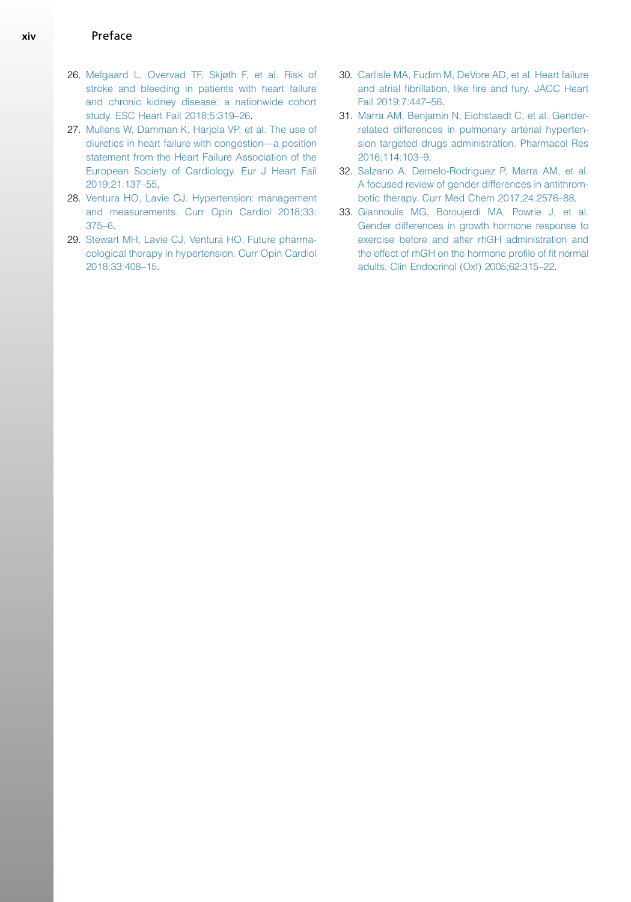26. Melgaard L, Overvad TF, Skjøth F, et al. Risk of stroke and bleeding in patients with heart failure and chronic kidney disease: a nationwide cohort study. ESC Heart Fail 2018;5:319–26.
27. Mullens W, Damman K, Harjola VP, et al. The use of diuretics in heart failure with congestion—a position statement from the Heart Failure Association of the European Society of Cardiology. Eur J Heart Fail 2019;21:137–55.
28. Ventura HO, Lavie CJ. Hypertension: management and measurements. Curr Opin Cardiol 2018;33: 375–6.
29. Stewart MH, Lavie CJ, Ventura HO. Future pharmacological therapy in hypertension. Curr Opin Cardiol 2018;33:408–15.
30. Carlisle MA, Fudim M, DeVore AD, et al. Heart failure and atrial fibrillation, like fire and fury. JACC Heart Fail 2019;7:447–56.
31. Marra AM, Benjamin N, Eichstaedt C, et al. Gender-related differences in pulmonary arterial hypertension targeted drugs administration. Pharmacol Res 2016;114:103–9.
32. Salzano A, Demelo-Rodriguez P, Marra AM, et al. A focused review of gender differences in antithrombotic therapy. Curr Med Chem 2017;24:2576–88.
33. Giannoulis MG, Boroujerdi MA, Powrie J, et al. Gender differences in growth hormone response to exercise before and after rhGH administration and the effect of rhGH on the hormone profile of fit normal adults. Clin Endocrinol (Oxf) 2005;62:315–22.